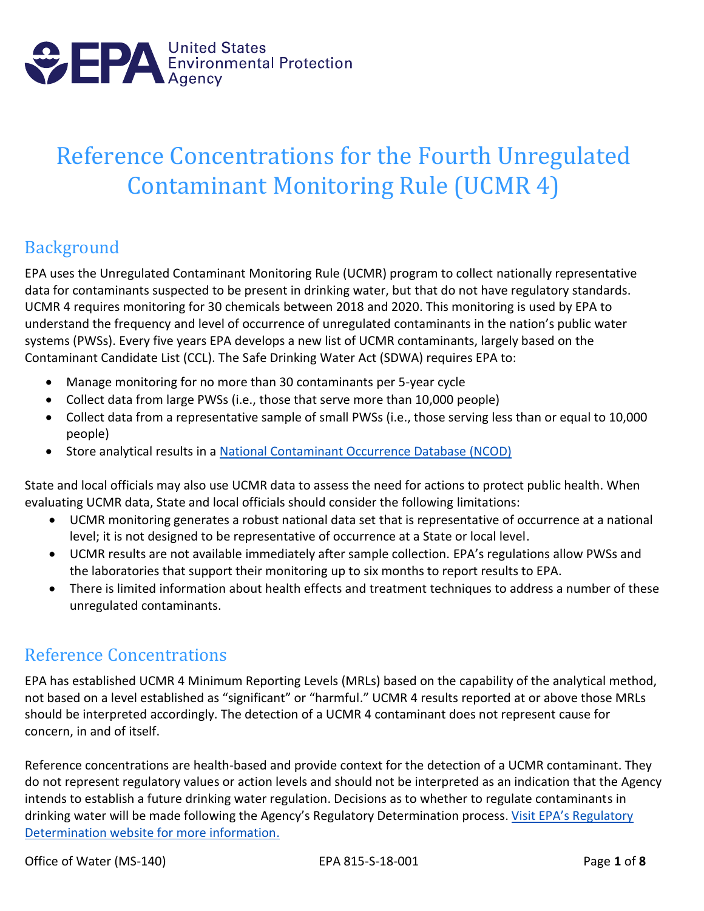United States Environmental Protection Agency

# Reference Concentrations for the Fourth Unregulated Contaminant Monitoring Rule (UCMR 4)

## Background

EPA uses the Unregulated Contaminant Monitoring Rule (UCMR) program to collect nationally representative data for contaminants suspected to be present in drinking water, but that do not have regulatory standards. UCMR 4 requires monitoring for 30 chemicals between 2018 and 2020. This monitoring is used by EPA to understand the frequency and level of occurrence of unregulated contaminants in the nation's public water systems (PWSs). Every five years EPA develops a new list of UCMR contaminants, largely based on the Contaminant Candidate List (CCL). The Safe Drinking Water Act (SDWA) requires EPA to:

- Manage monitoring for no more than 30 contaminants per 5-year cycle
- Collect data from large PWSs (i.e., those that serve more than 10,000 people)
- Collect data from a representative sample of small PWSs (i.e., those serving less than or equal to 10,000 people)
- Store analytical results in a National Contaminant Occurrence Database (NCOD)

State and local officials may also use UCMR data to assess the need for actions to protect public health. When evaluating UCMR data, State and local officials should consider the following limitations:

- UCMR monitoring generates a robust national data set that is representative of occurrence at a national level; it is not designed to be representative of occurrence at a State or local level.
- UCMR results are not available immediately after sample collection. EPA's regulations allow PWSs and the laboratories that support their monitoring up to six months to report results to EPA.
- There is limited information about health effects and treatment techniques to address a number of these unregulated contaminants.

## Reference Concentrations

EPA has established UCMR 4 Minimum Reporting Levels (MRLs) based on the capability of the analytical method, not based on a level established as "significant" or "harmful." UCMR 4 results reported at or above those MRLs should be interpreted accordingly. The detection of a UCMR 4 contaminant does not represent cause for concern, in and of itself.

Reference concentrations are health-based and provide context for the detection of a UCMR contaminant. They do not represent regulatory values or action levels and should not be interpreted as an indication that the Agency intends to establish a future drinking water regulation. Decisions as to whether to regulate contaminants in drinking water will be made following the Agency's Regulatory Determination process. Visit EPA's Regulatory Determination website for more information.

Office of Water (MS-140) EPA 815-S-18-001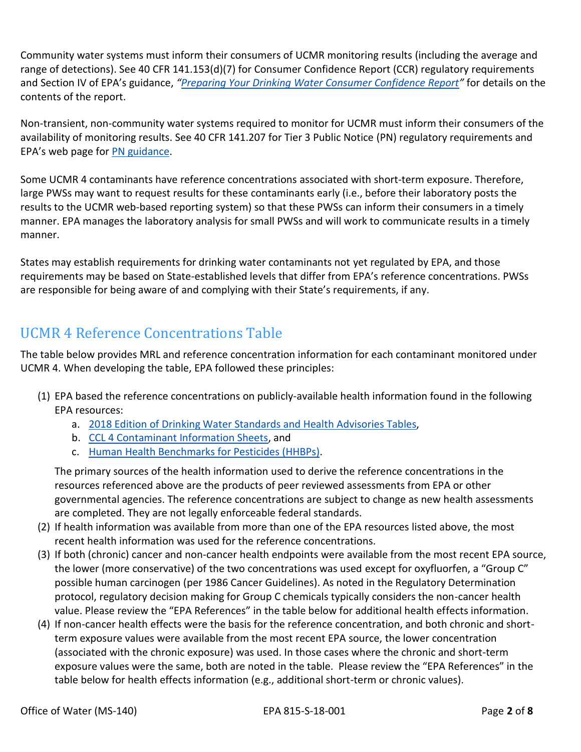Community water systems must inform their consumers of UCMR monitoring results (including the average and range of detections). See 40 CFR 141.153(d)(7) for Consumer Confidence Report (CCR) regulatory requirements and Section IV of EPA's guidance, *"Preparing Your Drinking Water Consumer Confidence Report"* for details on the contents of the report.

Non-transient, non-community water systems required to monitor for UCMR must inform their consumers of the availability of monitoring results. See 40 CFR 141.207 for Tier 3 Public Notice (PN) regulatory requirements and EPA's web page for PN guidance.

Some UCMR 4 contaminants have reference concentrations associated with short-term exposure. Therefore, large PWSs may want to request results for these contaminants early (i.e., before their laboratory posts the results to the UCMR web-based reporting system) so that these PWSs can inform their consumers in a timely manner. EPA manages the laboratory analysis for small PWSs and will work to communicate results in a timely manner.

States may establish requirements for drinking water contaminants not yet regulated by EPA, and those requirements may be based on State-established levels that differ from EPA's reference concentrations. PWSs are responsible for being aware of and complying with their State's requirements, if any.

## UCMR 4 Reference Concentrations Table

The table below provides MRL and reference concentration information for each contaminant monitored under UCMR 4. When developing the table, EPA followed these principles:

1. EPA based the reference concentrations on publicly-available health information found in the following EPA resources:
   a. 2018 Edition of Drinking Water Standards and Health Advisories Tables,
   b. CCL 4 Contaminant Information Sheets, and
   c. Human Health Benchmarks for Pesticides (HHBPs).

   The primary sources of the health information used to derive the reference concentrations in the resources referenced above are the products of peer reviewed assessments from EPA or other governmental agencies. The reference concentrations are subject to change as new health assessments are completed. They are not legally enforceable federal standards.
2. If health information was available from more than one of the EPA resources listed above, the most recent health information was used for the reference concentrations.
3. If both (chronic) cancer and non-cancer health endpoints were available from the most recent EPA source, the lower (more conservative) of the two concentrations was used except for oxyfluorfen, a "Group C" possible human carcinogen (per 1986 Cancer Guidelines). As noted in the Regulatory Determination protocol, regulatory decision making for Group C chemicals typically considers the non-cancer health value. Please review the "EPA References" in the table below for additional health effects information.
4. If non-cancer health effects were the basis for the reference concentration, and both chronic and short-term exposure values were available from the most recent EPA source, the lower concentration (associated with the chronic exposure) was used. In those cases where the chronic and short-term exposure values were the same, both are noted in the table. Please review the "EPA References" in the table below for health effects information (e.g., additional short-term or chronic values).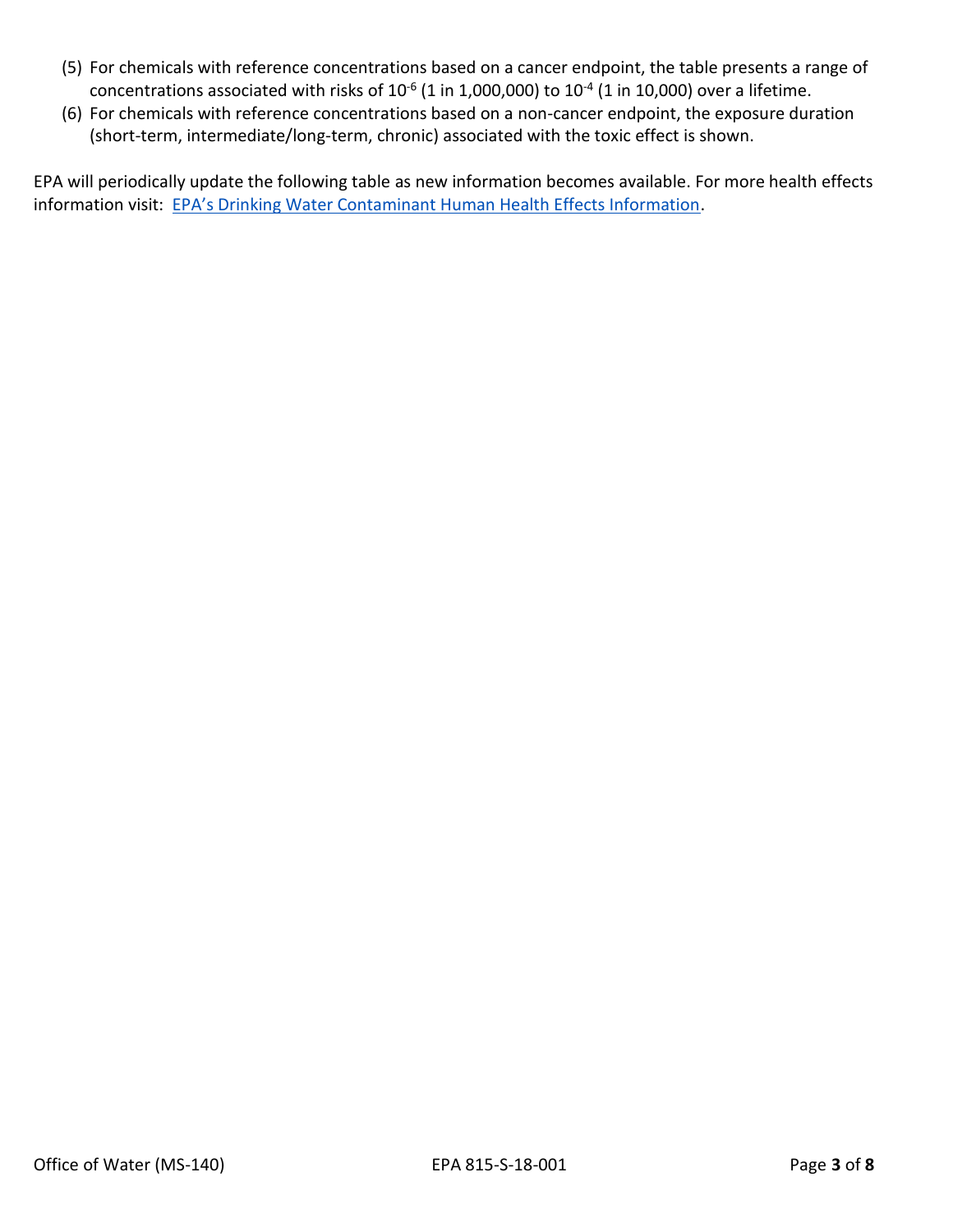(5) For chemicals with reference concentrations based on a cancer endpoint, the table presents a range of concentrations associated with risks of $10^{-6}$ (1 in 1,000,000) to $10^{-4}$ (1 in 10,000) over a lifetime.
(6) For chemicals with reference concentrations based on a non-cancer endpoint, the exposure duration (short-term, intermediate/long-term, chronic) associated with the toxic effect is shown.

EPA will periodically update the following table as new information becomes available. For more health effects information visit: [EPA's Drinking Water Contaminant Human Health Effects Information](EPA's Drinking Water Contaminant Human Health Effects Information).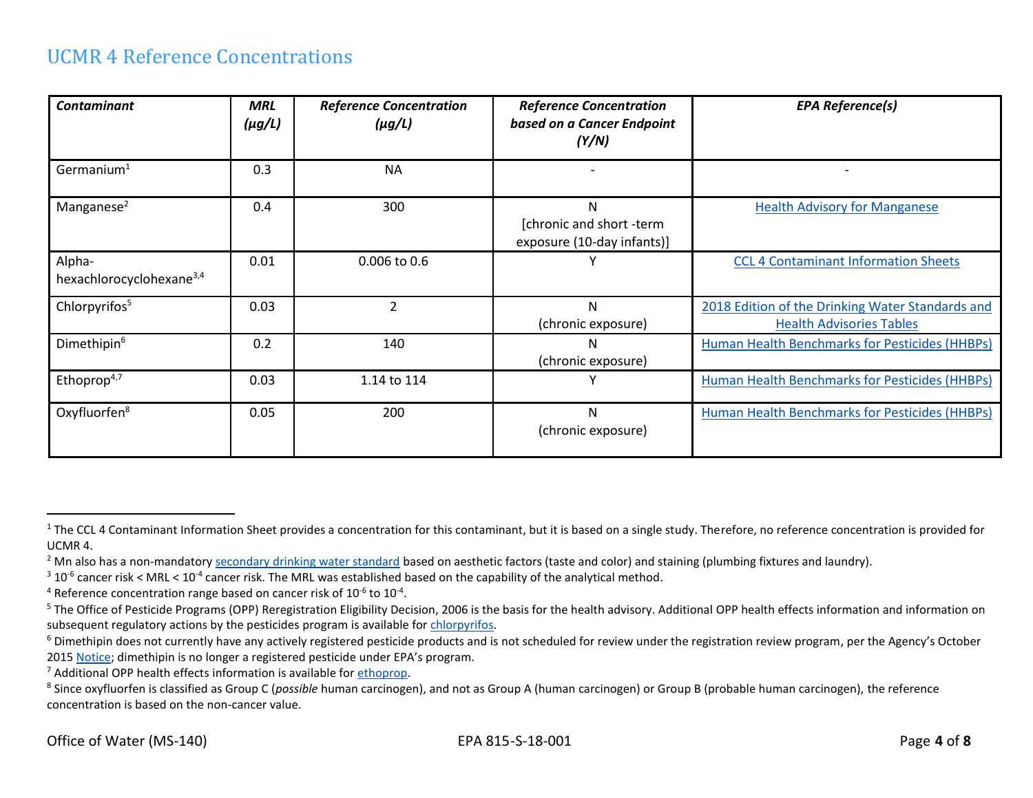## UCMR 4 Reference Concentrations

| *Contaminant* | *MRL (µg/L)* | *Reference Concentration (µg/L)* | *Reference Concentration based on a Cancer Endpoint (Y/N)* | *EPA Reference(s)* |
|---|---|---|---|---|
| Germanium[1] | 0.3 | NA | - | - |
| Manganese[2] | 0.4 | 300 | N [chronic and short -term exposure (10-day infants)] | Health Advisory for Manganese |
| Alpha-hexachlorocyclohexane[3,4] | 0.01 | 0.006 to 0.6 | Y | CCL 4 Contaminant Information Sheets |
| Chlorpyrifos[5] | 0.03 | 2 | N (chronic exposure) | 2018 Edition of the Drinking Water Standards and Health Advisories Tables |
| Dimethipin[6] | 0.2 | 140 | N (chronic exposure) | Human Health Benchmarks for Pesticides (HHBPs) |
| Ethoprop[4,7] | 0.03 | 1.14 to 114 | Y | Human Health Benchmarks for Pesticides (HHBPs) |
| Oxyfluorfen[8] | 0.05 | 200 | N (chronic exposure) | Human Health Benchmarks for Pesticides (HHBPs) |

---

[1] The CCL 4 Contaminant Information Sheet provides a concentration for this contaminant, but it is based on a single study. Therefore, no reference concentration is provided for UCMR 4.

[2] Mn also has a non-mandatory secondary drinking water standard based on aesthetic factors (taste and color) and staining (plumbing fixtures and laundry).

[3] $10^{-6}$ cancer risk < MRL < $10^{-4}$ cancer risk. The MRL was established based on the capability of the analytical method.

[4] Reference concentration range based on cancer risk of $10^{-6}$ to $10^{-4}$.

[5] The Office of Pesticide Programs (OPP) Reregistration Eligibility Decision, 2006 is the basis for the health advisory. Additional OPP health effects information and information on subsequent regulatory actions by the pesticides program is available for chlorpyrifos.

[6] Dimethipin does not currently have any actively registered pesticide products and is not scheduled for review under the registration review program, per the Agency's October 2015 Notice; dimethipin is no longer a registered pesticide under EPA's program.

[7] Additional OPP health effects information is available for ethoprop.

[8] Since oxyfluorfen is classified as Group C (*possible* human carcinogen), and not as Group A (human carcinogen) or Group B (probable human carcinogen), the reference concentration is based on the non-cancer value.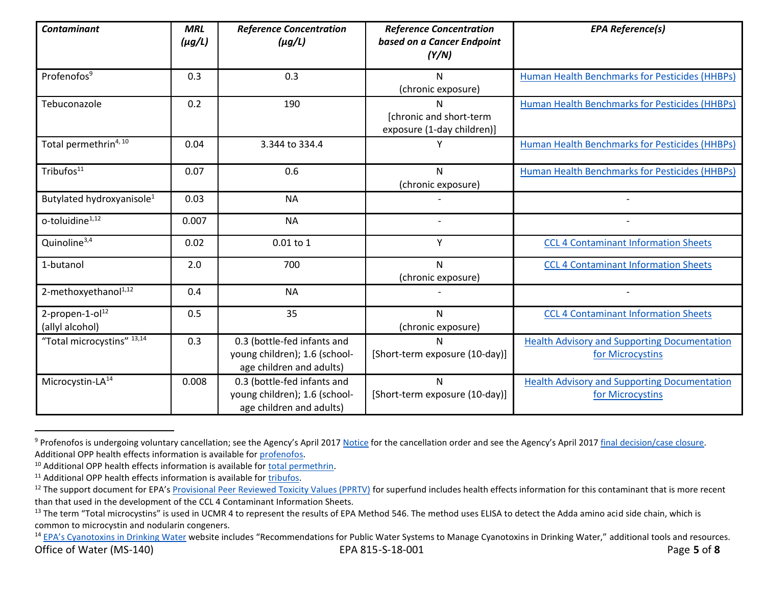| *Contaminant* | *MRL (µg/L)* | *Reference Concentration (µg/L)* | *Reference Concentration based on a Cancer Endpoint (Y/N)* | *EPA Reference(s)* |
|---|---|---|---|---|
| Profenofos[9] | 0.3 | 0.3 | N (chronic exposure) | Human Health Benchmarks for Pesticides (HHBPs) |
| Tebuconazole | 0.2 | 190 | N [chronic and short-term exposure (1-day children)] | Human Health Benchmarks for Pesticides (HHBPs) |
| Total permethrin[4, 10] | 0.04 | 3.344 to 334.4 | Y | Human Health Benchmarks for Pesticides (HHBPs) |
| Tribufos[11] | 0.07 | 0.6 | N (chronic exposure) | Human Health Benchmarks for Pesticides (HHBPs) |
| Butylated hydroxyanisole[1] | 0.03 | NA | - | - |
| o-toluidine[1,12] | 0.007 | NA | - | - |
| Quinoline[3,4] | 0.02 | 0.01 to 1 | Y | CCL 4 Contaminant Information Sheets |
| 1-butanol | 2.0 | 700 | N (chronic exposure) | CCL 4 Contaminant Information Sheets |
| 2-methoxyethanol[1,12] | 0.4 | NA | - | - |
| 2-propen-1-ol[12] (allyl alcohol) | 0.5 | 35 | N (chronic exposure) | CCL 4 Contaminant Information Sheets |
| "Total microcystins" [13,14] | 0.3 | 0.3 (bottle-fed infants and young children); 1.6 (school-age children and adults) | N [Short-term exposure (10-day)] | Health Advisory and Supporting Documentation for Microcystins |
| Microcystin-LA[14] | 0.008 | 0.3 (bottle-fed infants and young children); 1.6 (school-age children and adults) | N [Short-term exposure (10-day)] | Health Advisory and Supporting Documentation for Microcystins |

[9] Profenofos is undergoing voluntary cancellation; see the Agency's April 2017 Notice for the cancellation order and see the Agency's April 2017 final decision/case closure. Additional OPP health effects information is available for profenofos.

[10] Additional OPP health effects information is available for total permethrin.

[11] Additional OPP health effects information is available for tribufos.

[12] The support document for EPA's Provisional Peer Reviewed Toxicity Values (PPRTV) for superfund includes health effects information for this contaminant that is more recent than that used in the development of the CCL 4 Contaminant Information Sheets.

[13] The term "Total microcystins" is used in UCMR 4 to represent the results of EPA Method 546. The method uses ELISA to detect the Adda amino acid side chain, which is common to microcystin and nodularin congeners.

[14] EPA's Cyanotoxins in Drinking Water website includes "Recommendations for Public Water Systems to Manage Cyanotoxins in Drinking Water," additional tools and resources.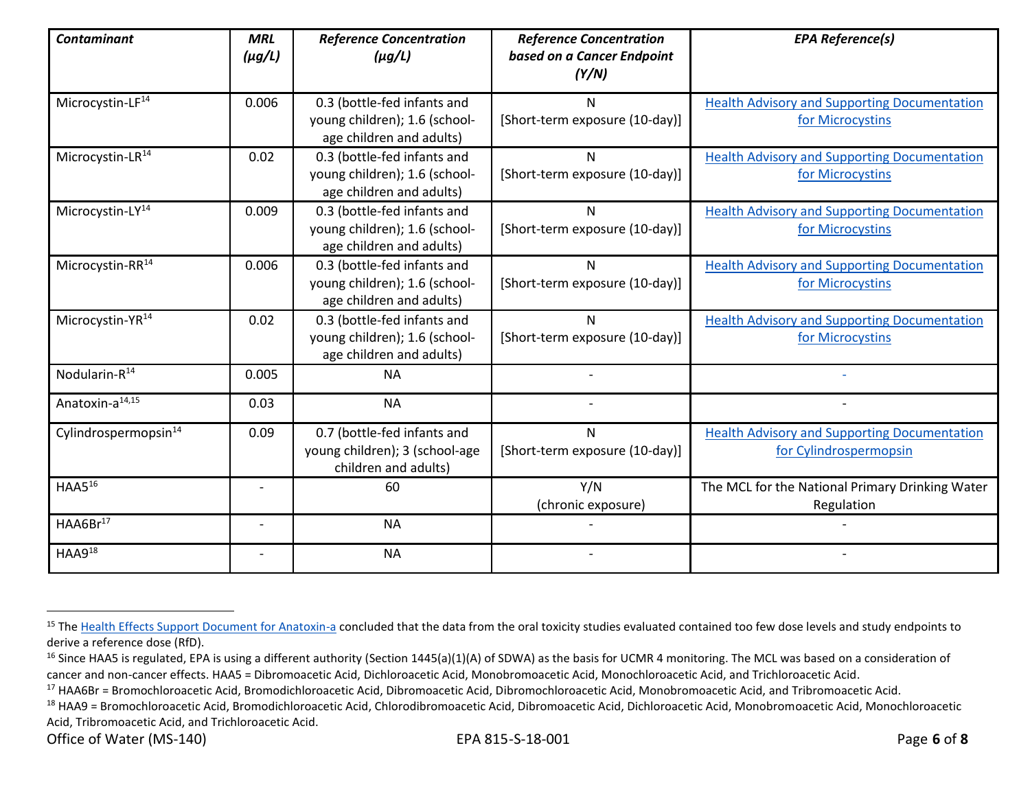| *Contaminant* | *MRL (μg/L)* | *Reference Concentration (μg/L)* | *Reference Concentration based on a Cancer Endpoint (Y/N)* | *EPA Reference(s)* |
|---|---|---|---|---|
| Microcystin-LF[14] | 0.006 | 0.3 (bottle-fed infants and young children); 1.6 (school-age children and adults) | N [Short-term exposure (10-day)] | Health Advisory and Supporting Documentation for Microcystins |
| Microcystin-LR[14] | 0.02 | 0.3 (bottle-fed infants and young children); 1.6 (school-age children and adults) | N [Short-term exposure (10-day)] | Health Advisory and Supporting Documentation for Microcystins |
| Microcystin-LY[14] | 0.009 | 0.3 (bottle-fed infants and young children); 1.6 (school-age children and adults) | N [Short-term exposure (10-day)] | Health Advisory and Supporting Documentation for Microcystins |
| Microcystin-RR[14] | 0.006 | 0.3 (bottle-fed infants and young children); 1.6 (school-age children and adults) | N [Short-term exposure (10-day)] | Health Advisory and Supporting Documentation for Microcystins |
| Microcystin-YR[14] | 0.02 | 0.3 (bottle-fed infants and young children); 1.6 (school-age children and adults) | N [Short-term exposure (10-day)] | Health Advisory and Supporting Documentation for Microcystins |
| Nodularin-R[14] | 0.005 | NA | - | - |
| Anatoxin-a[14,15] | 0.03 | NA | - | - |
| Cylindrospermopsin[14] | 0.09 | 0.7 (bottle-fed infants and young children); 3 (school-age children and adults) | N [Short-term exposure (10-day)] | Health Advisory and Supporting Documentation for Cylindrospermopsin |
| HAA5[16] | - | 60 | Y/N (chronic exposure) | The MCL for the National Primary Drinking Water Regulation |
| HAA6Br[17] | - | NA | - | - |
| HAA9[18] | - | NA | - | - |

[15] The Health Effects Support Document for Anatoxin-a concluded that the data from the oral toxicity studies evaluated contained too few dose levels and study endpoints to derive a reference dose (RfD).

[16] Since HAA5 is regulated, EPA is using a different authority (Section 1445(a)(1)(A) of SDWA) as the basis for UCMR 4 monitoring. The MCL was based on a consideration of cancer and non-cancer effects. HAA5 = Dibromoacetic Acid, Dichloroacetic Acid, Monobromoacetic Acid, Monochloroacetic Acid, and Trichloroacetic Acid.

[17] HAA6Br = Bromochloroacetic Acid, Bromodichloroacetic Acid, Dibromoacetic Acid, Dibromochloroacetic Acid, Monobromoacetic Acid, and Tribromoacetic Acid.

[18] HAA9 = Bromochloroacetic Acid, Bromodichloroacetic Acid, Chlorodibromoacetic Acid, Dibromoacetic Acid, Dichloroacetic Acid, Monobromoacetic Acid, Monochloroacetic Acid, Tribromoacetic Acid, and Trichloroacetic Acid.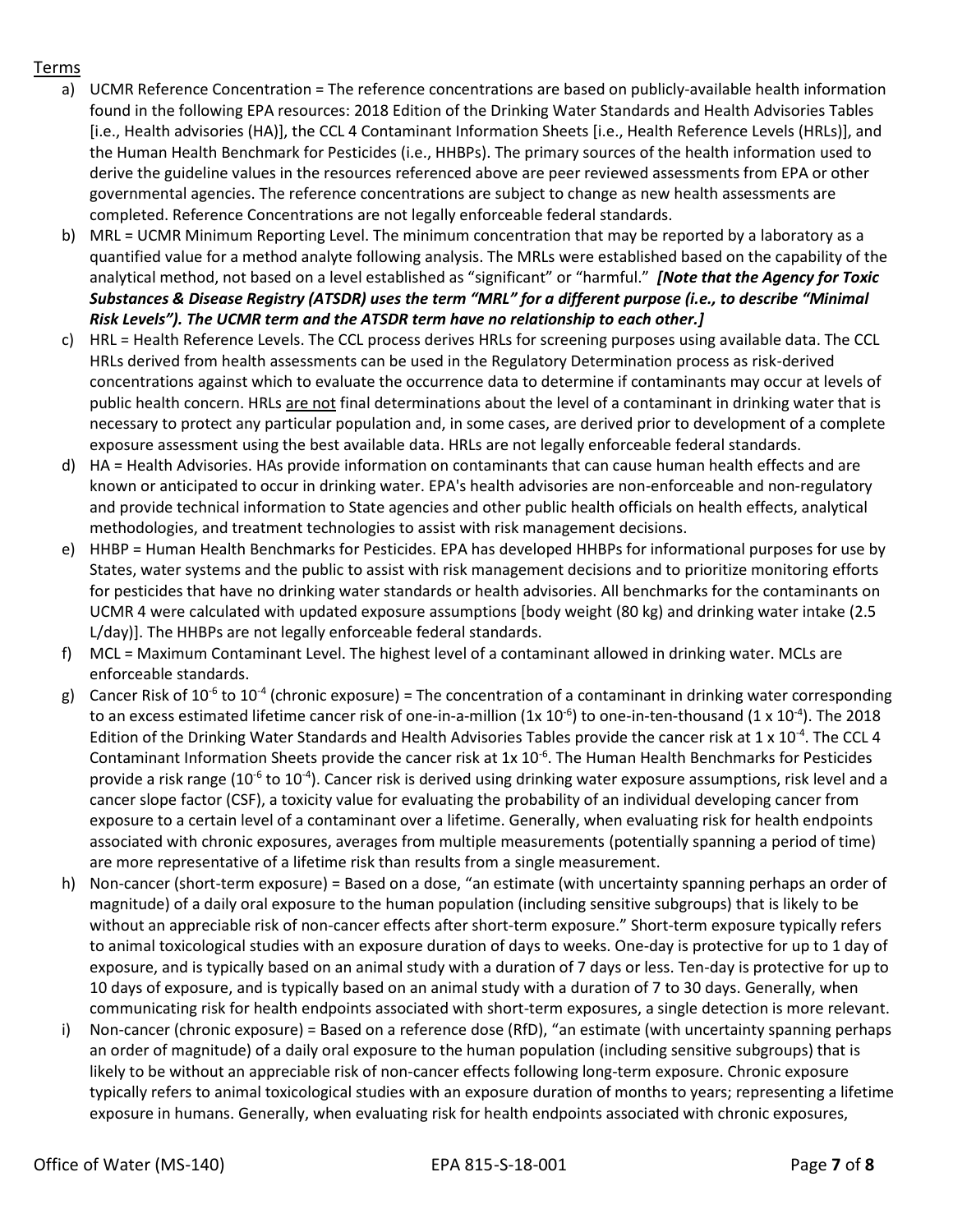## Terms

a) UCMR Reference Concentration = The reference concentrations are based on publicly-available health information found in the following EPA resources: 2018 Edition of the Drinking Water Standards and Health Advisories Tables [i.e., Health advisories (HA)], the CCL 4 Contaminant Information Sheets [i.e., Health Reference Levels (HRLs)], and the Human Health Benchmark for Pesticides (i.e., HHBPs). The primary sources of the health information used to derive the guideline values in the resources referenced above are peer reviewed assessments from EPA or other governmental agencies. The reference concentrations are subject to change as new health assessments are completed. Reference Concentrations are not legally enforceable federal standards.

b) MRL = UCMR Minimum Reporting Level. The minimum concentration that may be reported by a laboratory as a quantified value for a method analyte following analysis. The MRLs were established based on the capability of the analytical method, not based on a level established as "significant" or "harmful." ***[Note that the Agency for Toxic Substances & Disease Registry (ATSDR) uses the term "MRL" for a different purpose (i.e., to describe "Minimal Risk Levels"). The UCMR term and the ATSDR term have no relationship to each other.]***

c) HRL = Health Reference Levels. The CCL process derives HRLs for screening purposes using available data. The CCL HRLs derived from health assessments can be used in the Regulatory Determination process as risk-derived concentrations against which to evaluate the occurrence data to determine if contaminants may occur at levels of public health concern. HRLs <u>are not</u> final determinations about the level of a contaminant in drinking water that is necessary to protect any particular population and, in some cases, are derived prior to development of a complete exposure assessment using the best available data. HRLs are not legally enforceable federal standards.

d) HA = Health Advisories. HAs provide information on contaminants that can cause human health effects and are known or anticipated to occur in drinking water. EPA's health advisories are non-enforceable and non-regulatory and provide technical information to State agencies and other public health officials on health effects, analytical methodologies, and treatment technologies to assist with risk management decisions.

e) HHBP = Human Health Benchmarks for Pesticides. EPA has developed HHBPs for informational purposes for use by States, water systems and the public to assist with risk management decisions and to prioritize monitoring efforts for pesticides that have no drinking water standards or health advisories. All benchmarks for the contaminants on UCMR 4 were calculated with updated exposure assumptions [body weight (80 kg) and drinking water intake (2.5 L/day)]. The HHBPs are not legally enforceable federal standards.

f) MCL = Maximum Contaminant Level. The highest level of a contaminant allowed in drinking water. MCLs are enforceable standards.

g) Cancer Risk of $10^{-6}$ to $10^{-4}$ (chronic exposure) = The concentration of a contaminant in drinking water corresponding to an excess estimated lifetime cancer risk of one-in-a-million ($1x\ 10^{-6}$) to one-in-ten-thousand ($1 \times 10^{-4}$). The 2018 Edition of the Drinking Water Standards and Health Advisories Tables provide the cancer risk at $1 \times 10^{-4}$. The CCL 4 Contaminant Information Sheets provide the cancer risk at $1x\ 10^{-6}$. The Human Health Benchmarks for Pesticides provide a risk range ($10^{-6}$ to $10^{-4}$). Cancer risk is derived using drinking water exposure assumptions, risk level and a cancer slope factor (CSF), a toxicity value for evaluating the probability of an individual developing cancer from exposure to a certain level of a contaminant over a lifetime. Generally, when evaluating risk for health endpoints associated with chronic exposures, averages from multiple measurements (potentially spanning a period of time) are more representative of a lifetime risk than results from a single measurement.

h) Non-cancer (short-term exposure) = Based on a dose, "an estimate (with uncertainty spanning perhaps an order of magnitude) of a daily oral exposure to the human population (including sensitive subgroups) that is likely to be without an appreciable risk of non-cancer effects after short-term exposure." Short-term exposure typically refers to animal toxicological studies with an exposure duration of days to weeks. One-day is protective for up to 1 day of exposure, and is typically based on an animal study with a duration of 7 days or less. Ten-day is protective for up to 10 days of exposure, and is typically based on an animal study with a duration of 7 to 30 days. Generally, when communicating risk for health endpoints associated with short-term exposures, a single detection is more relevant.

i) Non-cancer (chronic exposure) = Based on a reference dose (RfD), "an estimate (with uncertainty spanning perhaps an order of magnitude) of a daily oral exposure to the human population (including sensitive subgroups) that is likely to be without an appreciable risk of non-cancer effects following long-term exposure. Chronic exposure typically refers to animal toxicological studies with an exposure duration of months to years; representing a lifetime exposure in humans. Generally, when evaluating risk for health endpoints associated with chronic exposures,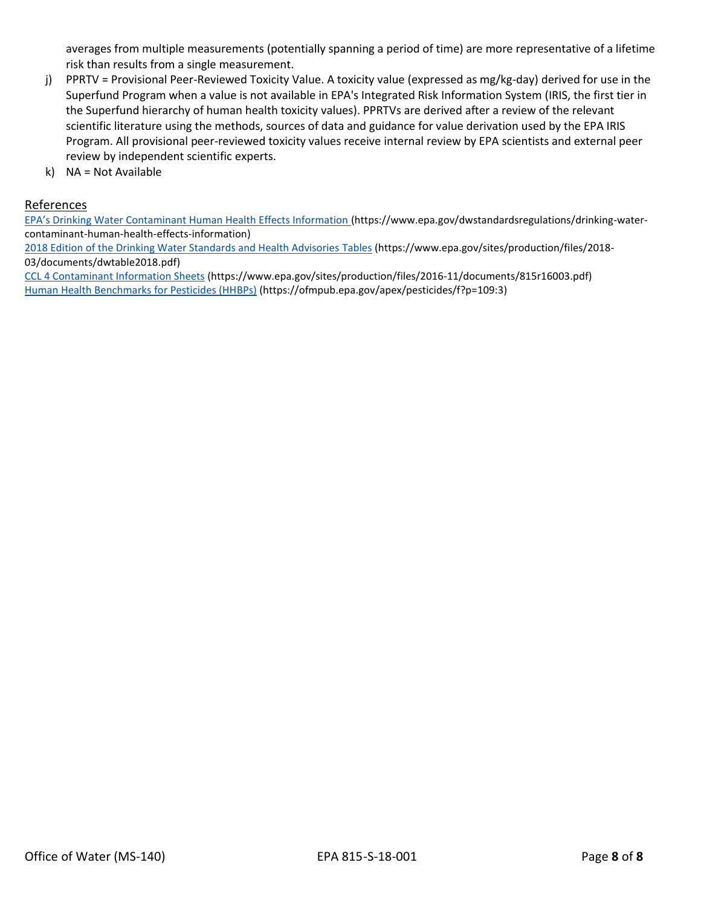averages from multiple measurements (potentially spanning a period of time) are more representative of a lifetime risk than results from a single measurement.

j) PPRTV = Provisional Peer-Reviewed Toxicity Value. A toxicity value (expressed as mg/kg-day) derived for use in the Superfund Program when a value is not available in EPA's Integrated Risk Information System (IRIS, the first tier in the Superfund hierarchy of human health toxicity values). PPRTVs are derived after a review of the relevant scientific literature using the methods, sources of data and guidance for value derivation used by the EPA IRIS Program. All provisional peer-reviewed toxicity values receive internal review by EPA scientists and external peer review by independent scientific experts.

k) NA = Not Available

## References

EPA's Drinking Water Contaminant Human Health Effects Information (https://www.epa.gov/dwstandardsregulations/drinking-water-contaminant-human-health-effects-information)

2018 Edition of the Drinking Water Standards and Health Advisories Tables (https://www.epa.gov/sites/production/files/2018-03/documents/dwtable2018.pdf)

CCL 4 Contaminant Information Sheets (https://www.epa.gov/sites/production/files/2016-11/documents/815r16003.pdf)

Human Health Benchmarks for Pesticides (HHBPs) (https://ofmpub.epa.gov/apex/pesticides/f?p=109:3)